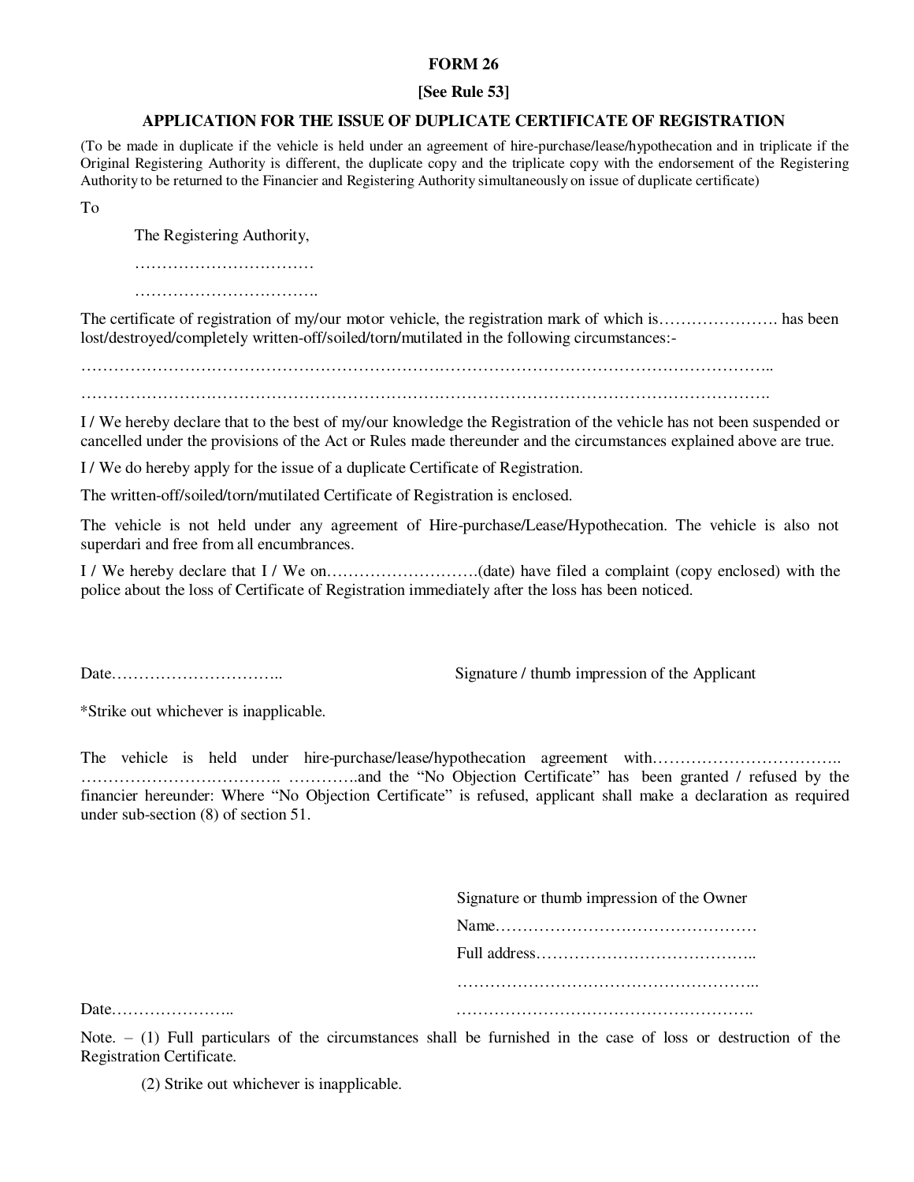**FORM 26**

**[See Rule 53]**

**APPLICATION FOR THE ISSUE OF DUPLICATE CERTIFICATE OF REGISTRATION**

(To be made in duplicate if the vehicle is held under an agreement of hire-purchase/lease/hypothecation and in triplicate if the Original Registering Authority is different, the duplicate copy and the triplicate copy with the endorsement of the Registering Authority to be returned to the Financier and Registering Authority simultaneously on issue of duplicate certificate)

To

The Registering Authority,

……………………………

…………………………….

The certificate of registration of my/our motor vehicle, the registration mark of which is…………………. has been lost/destroyed/completely written-off/soiled/torn/mutilated in the following circumstances:-

……………………………………………………………………………………………………………………..

…………………………………………………………………………………………………………………….

I / We hereby declare that to the best of my/our knowledge the Registration of the vehicle has not been suspended or cancelled under the provisions of the Act or Rules made thereunder and the circumstances explained above are true.

I / We do hereby apply for the issue of a duplicate Certificate of Registration.

The written-off/soiled/torn/mutilated Certificate of Registration is enclosed.

The vehicle is not held under any agreement of Hire-purchase/Lease/Hypothecation. The vehicle is also not superdari and free from all encumbrances.

I / We hereby declare that I / We on……………………….(date) have filed a complaint (copy enclosed) with the police about the loss of Certificate of Registration immediately after the loss has been noticed.

Date…………………………..                    Signature / thumb impression of the Applicant

*Strike out whichever is inapplicable.

The vehicle is held under hire-purchase/lease/hypothecation agreement with…………………………….. ………………………………. ………….and the "No Objection Certificate" has been granted / refused by the financier hereunder: Where "No Objection Certificate" is refused, applicant shall make a declaration as required under sub-section (8) of section 51.

Signature or thumb impression of the Owner

Name…………………………………………

Full address…………………………………..

………………………………………………..

Date…………………..                    ……………………………………………….

Note. – (1) Full particulars of the circumstances shall be furnished in the case of loss or destruction of the Registration Certificate.

(2) Strike out whichever is inapplicable.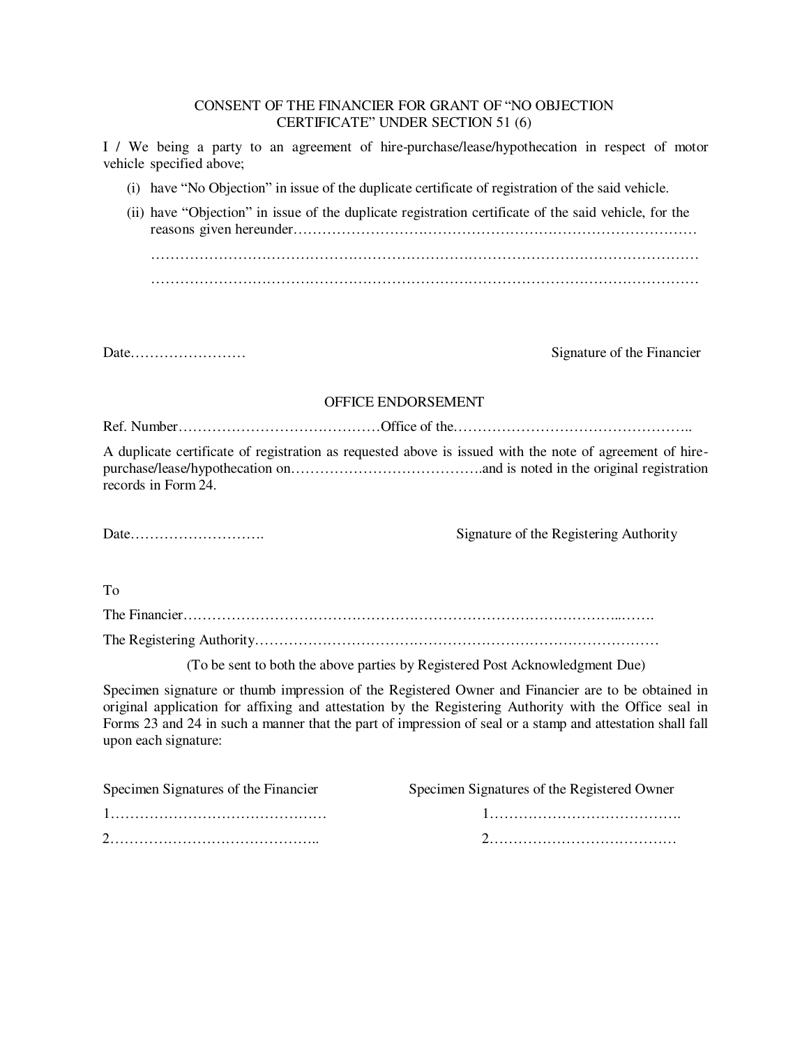## CONSENT OF THE FINANCIER FOR GRANT OF "NO OBJECTION CERTIFICATE" UNDER SECTION 51 (6)

I / We being a party to an agreement of hire-purchase/lease/hypothecation in respect of motor vehicle specified above;

(i) have "No Objection" in issue of the duplicate certificate of registration of the said vehicle.

(ii) have "Objection" in issue of the duplicate registration certificate of the said vehicle, for the reasons given hereunder…………………………………………………………………………………

………………………………………………………………………………………………………

………………………………………………………………………………………………………

Date……………………  Signature of the Financier

## OFFICE ENDORSEMENT

Ref. Number……………………………………Office of the…………………………………………..

A duplicate certificate of registration as requested above is issued with the note of agreement of hire-purchase/lease/hypothecation on………………………………….and is noted in the original registration records in Form 24.

Date……………………….  Signature of the Registering Authority

To

The Financier…………………………………………………………………………………...…….

The Registering Authority……………………………………………………………………………

(To be sent to both the above parties by Registered Post Acknowledgment Due)

Specimen signature or thumb impression of the Registered Owner and Financier are to be obtained in original application for affixing and attestation by the Registering Authority with the Office seal in Forms 23 and 24 in such a manner that the part of impression of seal or a stamp and attestation shall fall upon each signature:

| Specimen Signatures of the Financier | Specimen Signatures of the Registered Owner |
|---|---|
| 1……………………………………… | 1…………………………………. |
| 2…………………………………….. | 2………………………………… |